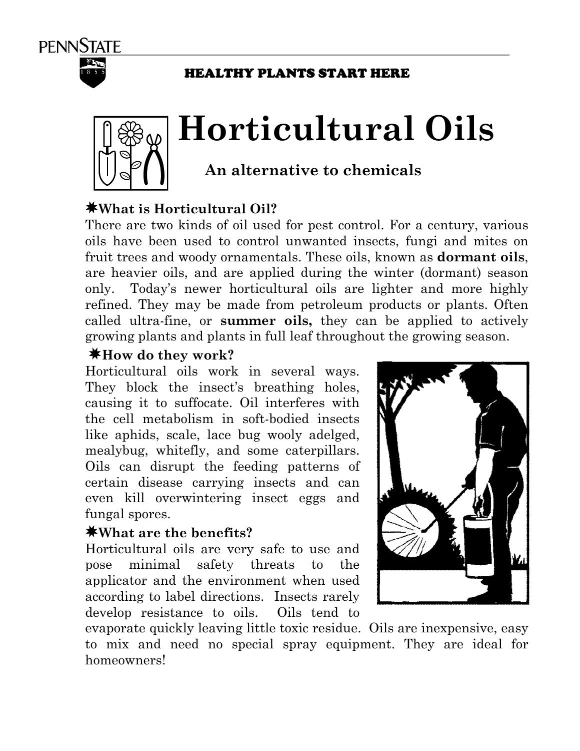PENNSTATE

HEALTHY PLANTS START HERE

# Horticultural Oils

## An alternative to chemicals

### ✷What is Horticultural Oil?

There are two kinds of oil used for pest control. For a century, various oils have been used to control unwanted insects, fungi and mites on fruit trees and woody ornamentals. These oils, known as **dormant oils**, are heavier oils, and are applied during the winter (dormant) season only. Today's newer horticultural oils are lighter and more highly refined. They may be made from petroleum products or plants. Often called ultra-fine, or **summer oils,** they can be applied to actively growing plants and plants in full leaf throughout the growing season.

### ✷How do they work?

Horticultural oils work in several ways. They block the insect's breathing holes, causing it to suffocate. Oil interferes with the cell metabolism in soft-bodied insects like aphids, scale, lace bug wooly adelged, mealybug, whitefly, and some caterpillars. Oils can disrupt the feeding patterns of certain disease carrying insects and can even kill overwintering insect eggs and fungal spores.

### ✷What are the benefits?

Horticultural oils are very safe to use and pose minimal safety threats to the applicator and the environment when used according to label directions. Insects rarely develop resistance to oils. Oils tend to evaporate quickly leaving little toxic residue. Oils are inexpensive, easy to mix and need no special spray equipment. They are ideal for homeowners!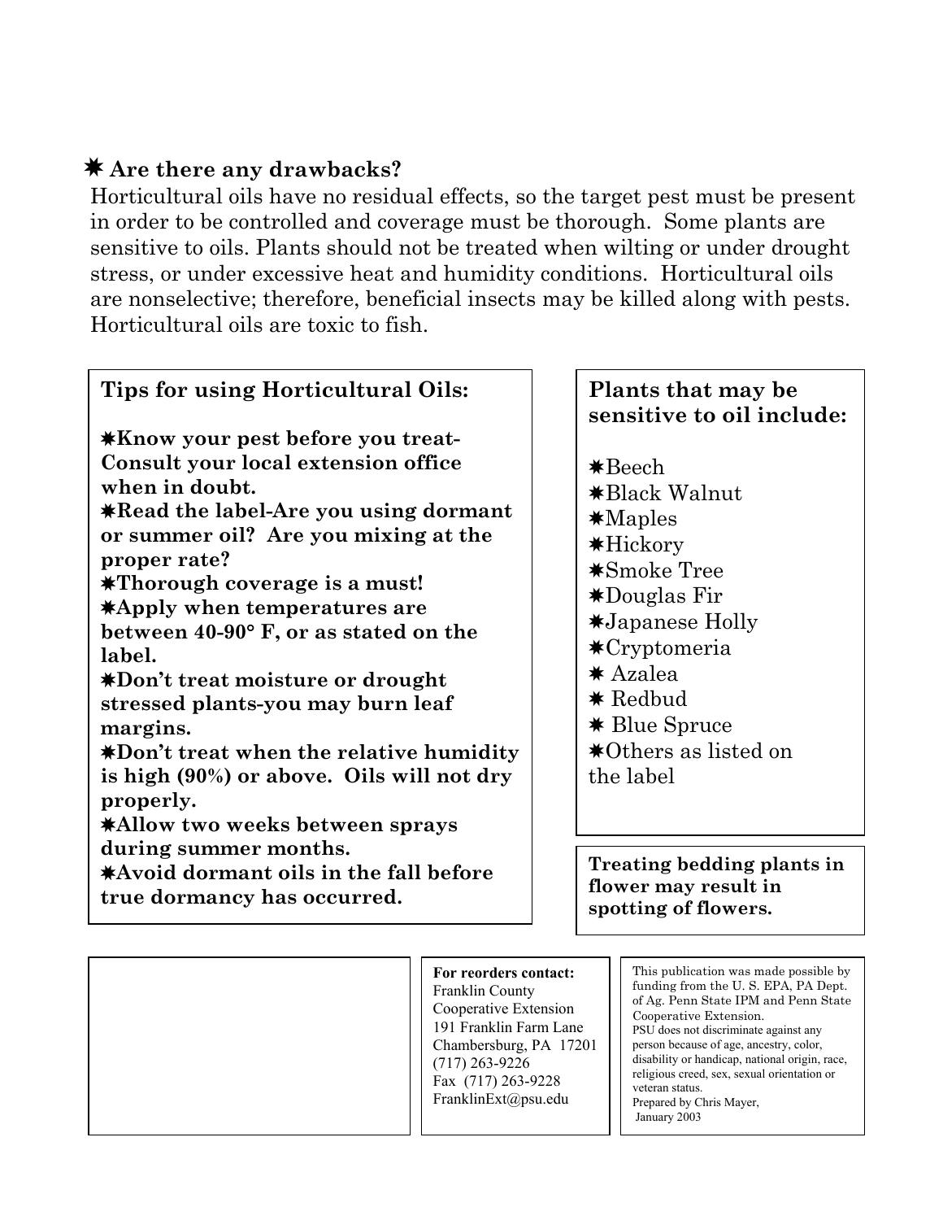## ✷ Are there any drawbacks?

Horticultural oils have no residual effects, so the target pest must be present in order to be controlled and coverage must be thorough. Some plants are sensitive to oils. Plants should not be treated when wilting or under drought stress, or under excessive heat and humidity conditions. Horticultural oils are nonselective; therefore, beneficial insects may be killed along with pests. Horticultural oils are toxic to fish.

**Tips for using Horticultural Oils:**

**✷Know your pest before you treat-Consult your local extension office when in doubt.**
**✷Read the label-Are you using dormant or summer oil? Are you mixing at the proper rate?**
**✷Thorough coverage is a must!**
**✷Apply when temperatures are between 40-90° F, or as stated on the label.**
**✷Don't treat moisture or drought stressed plants-you may burn leaf margins.**
**✷Don't treat when the relative humidity is high (90%) or above. Oils will not dry properly.**
**✷Allow two weeks between sprays during summer months.**
**✷Avoid dormant oils in the fall before true dormancy has occurred.**

**Plants that may be sensitive to oil include:**

✷Beech
✷Black Walnut
✷Maples
✷Hickory
✷Smoke Tree
✷Douglas Fir
✷Japanese Holly
✷Cryptomeria
✷ Azalea
✷ Redbud
✷ Blue Spruce
✷Others as listed on the label

**Treating bedding plants in flower may result in spotting of flowers.**

**For reorders contact:**
Franklin County
Cooperative Extension
191 Franklin Farm Lane
Chambersburg, PA 17201
(717) 263-9226
Fax (717) 263-9228
FranklinExt@psu.edu

This publication was made possible by funding from the U. S. EPA, PA Dept. of Ag. Penn State IPM and Penn State Cooperative Extension.
PSU does not discriminate against any person because of age, ancestry, color, disability or handicap, national origin, race, religious creed, sex, sexual orientation or veteran status.
Prepared by Chris Mayer,
January 2003